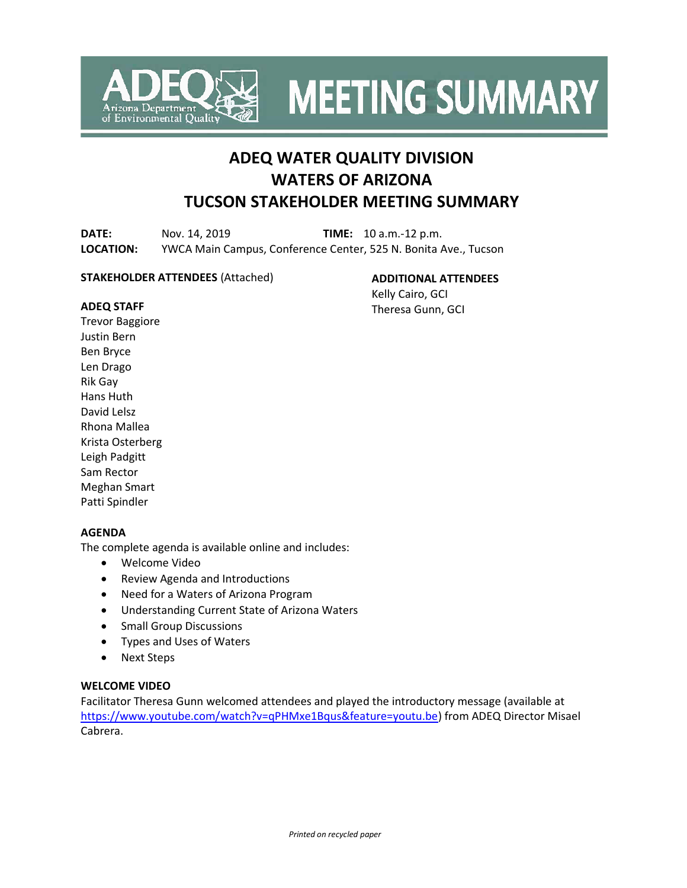# MEETING SUMMARY

## ADEQ WATER QUALITY DIVISION
## WATERS OF ARIZONA
## TUCSON STAKEHOLDER MEETING SUMMARY

**DATE:** Nov. 14, 2019 **TIME:** 10 a.m.-12 p.m.
**LOCATION:** YWCA Main Campus, Conference Center, 525 N. Bonita Ave., Tucson

**STAKEHOLDER ATTENDEES** (Attached)

**ADDITIONAL ATTENDEES**
Kelly Cairo, GCI
Theresa Gunn, GCI

**ADEQ STAFF**
Trevor Baggiore
Justin Bern
Ben Bryce
Len Drago
Rik Gay
Hans Huth
David Lelsz
Rhona Mallea
Krista Osterberg
Leigh Padgitt
Sam Rector
Meghan Smart
Patti Spindler

**AGENDA**
The complete agenda is available online and includes:

- Welcome Video
- Review Agenda and Introductions
- Need for a Waters of Arizona Program
- Understanding Current State of Arizona Waters
- Small Group Discussions
- Types and Uses of Waters
- Next Steps

**WELCOME VIDEO**
Facilitator Theresa Gunn welcomed attendees and played the introductory message (available at https://www.youtube.com/watch?v=qPHMxe1Bqus&feature=youtu.be) from ADEQ Director Misael Cabrera.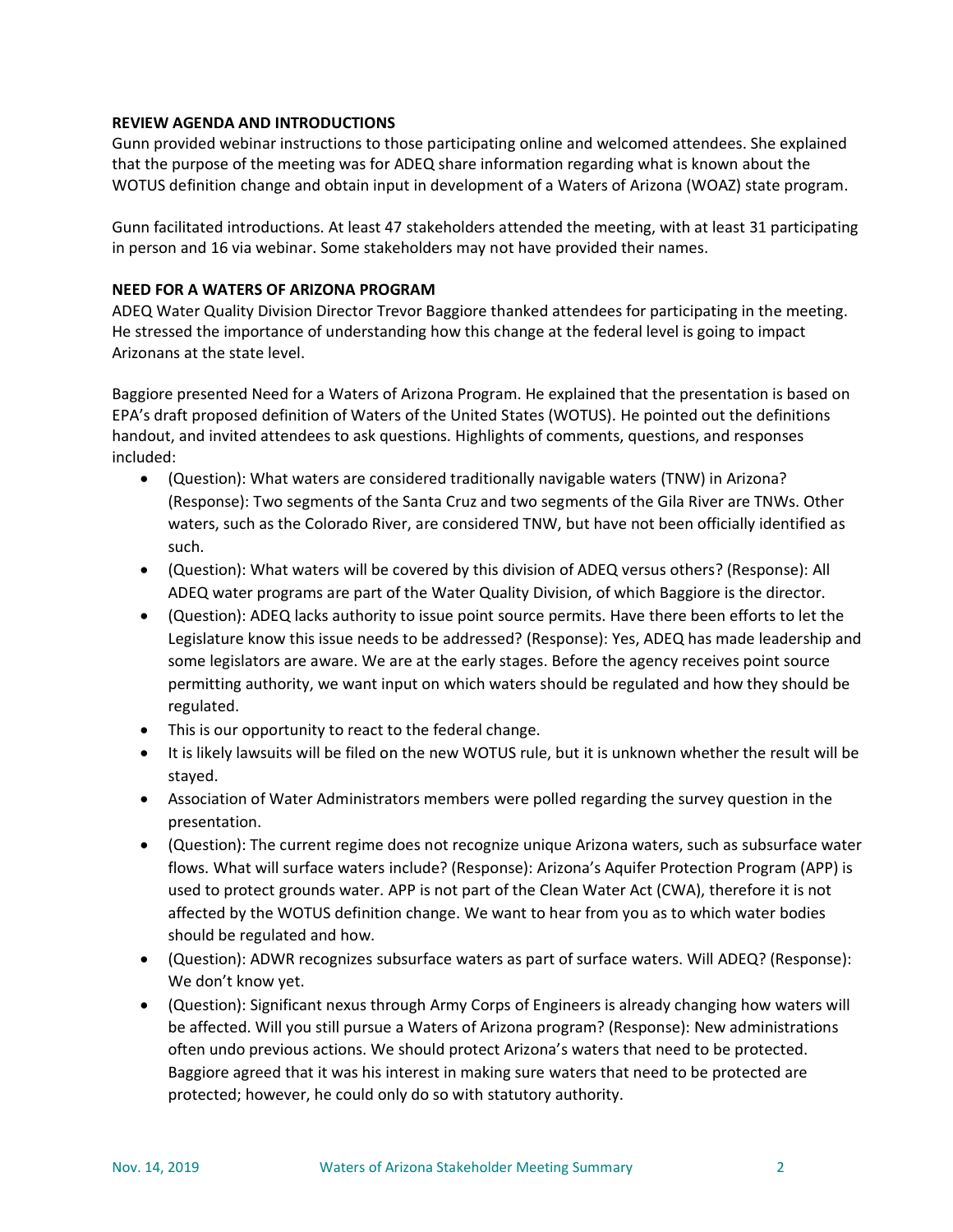**REVIEW AGENDA AND INTRODUCTIONS**

Gunn provided webinar instructions to those participating online and welcomed attendees. She explained that the purpose of the meeting was for ADEQ share information regarding what is known about the WOTUS definition change and obtain input in development of a Waters of Arizona (WOAZ) state program.

Gunn facilitated introductions. At least 47 stakeholders attended the meeting, with at least 31 participating in person and 16 via webinar. Some stakeholders may not have provided their names.

**NEED FOR A WATERS OF ARIZONA PROGRAM**

ADEQ Water Quality Division Director Trevor Baggiore thanked attendees for participating in the meeting. He stressed the importance of understanding how this change at the federal level is going to impact Arizonans at the state level.

Baggiore presented Need for a Waters of Arizona Program. He explained that the presentation is based on EPA's draft proposed definition of Waters of the United States (WOTUS). He pointed out the definitions handout, and invited attendees to ask questions. Highlights of comments, questions, and responses included:

- (Question): What waters are considered traditionally navigable waters (TNW) in Arizona? (Response): Two segments of the Santa Cruz and two segments of the Gila River are TNWs. Other waters, such as the Colorado River, are considered TNW, but have not been officially identified as such.
- (Question): What waters will be covered by this division of ADEQ versus others? (Response): All ADEQ water programs are part of the Water Quality Division, of which Baggiore is the director.
- (Question): ADEQ lacks authority to issue point source permits. Have there been efforts to let the Legislature know this issue needs to be addressed? (Response): Yes, ADEQ has made leadership and some legislators are aware. We are at the early stages. Before the agency receives point source permitting authority, we want input on which waters should be regulated and how they should be regulated.
- This is our opportunity to react to the federal change.
- It is likely lawsuits will be filed on the new WOTUS rule, but it is unknown whether the result will be stayed.
- Association of Water Administrators members were polled regarding the survey question in the presentation.
- (Question): The current regime does not recognize unique Arizona waters, such as subsurface water flows. What will surface waters include? (Response): Arizona's Aquifer Protection Program (APP) is used to protect grounds water. APP is not part of the Clean Water Act (CWA), therefore it is not affected by the WOTUS definition change. We want to hear from you as to which water bodies should be regulated and how.
- (Question): ADWR recognizes subsurface waters as part of surface waters. Will ADEQ? (Response): We don't know yet.
- (Question): Significant nexus through Army Corps of Engineers is already changing how waters will be affected. Will you still pursue a Waters of Arizona program? (Response): New administrations often undo previous actions. We should protect Arizona's waters that need to be protected. Baggiore agreed that it was his interest in making sure waters that need to be protected are protected; however, he could only do so with statutory authority.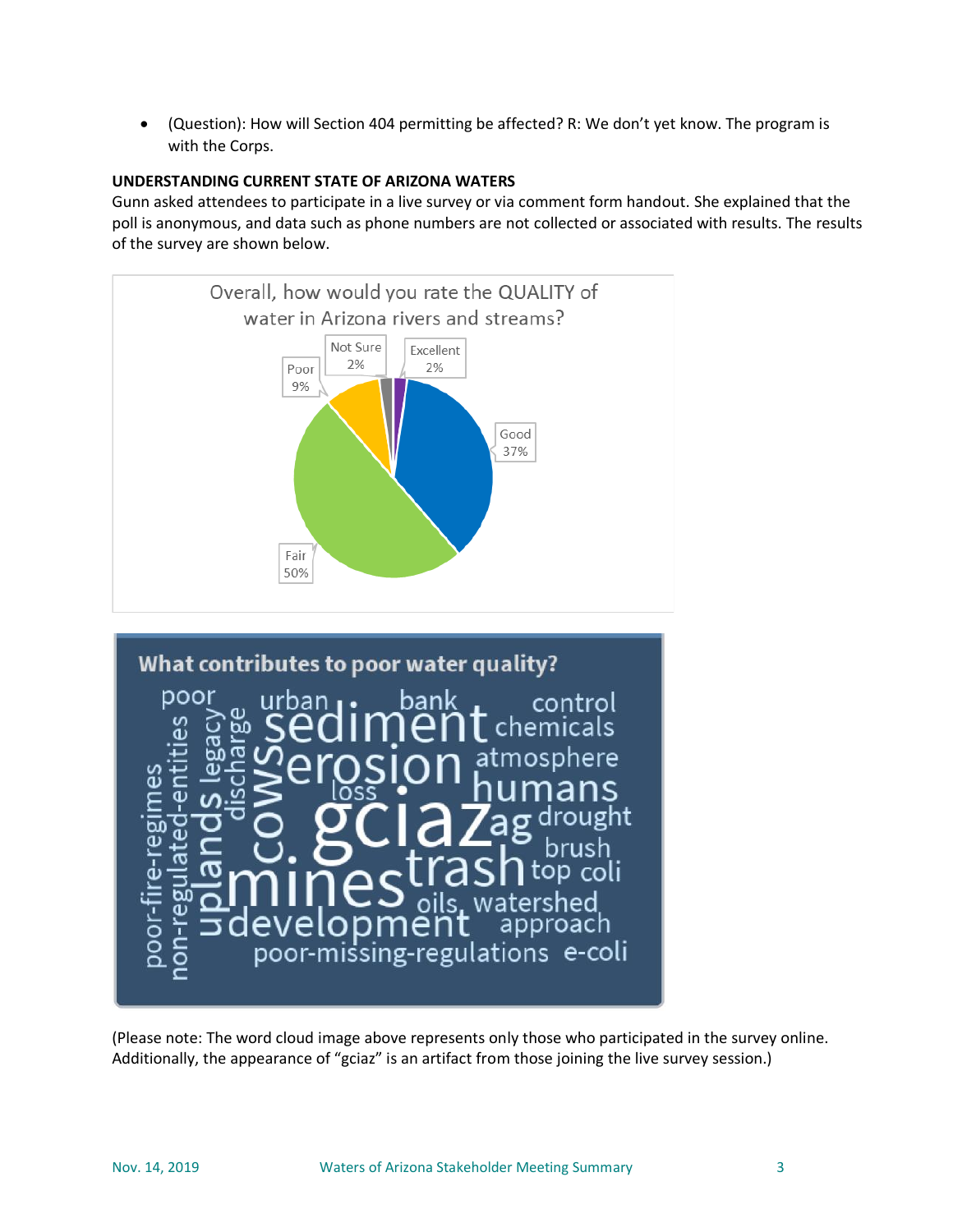- (Question): How will Section 404 permitting be affected? R: We don't yet know. The program is with the Corps.

**UNDERSTANDING CURRENT STATE OF ARIZONA WATERS**

Gunn asked attendees to participate in a live survey or via comment form handout. She explained that the poll is anonymous, and data such as phone numbers are not collected or associated with results. The results of the survey are shown below.

Overall, how would you rate the QUALITY of water in Arizona rivers and streams?

| Response | Percent |
|---|---|
| Excellent | 2% |
| Good | 37% |
| Fair | 50% |
| Poor | 9% |
| Not Sure | 2% |

What contributes to poor water quality?

poor, urban, bank, control, sediment, chemicals, legacy, discharge, erosion, atmosphere, cows, loss, humans, poor-fire-regimes, non-regulated-entities, uplands, gciaz, ag, drought, brush, mines, trash, top, coli, oils, watershed, development, approach, poor-missing-regulations, e-coli

(Please note: The word cloud image above represents only those who participated in the survey online. Additionally, the appearance of "gciaz" is an artifact from those joining the live survey session.)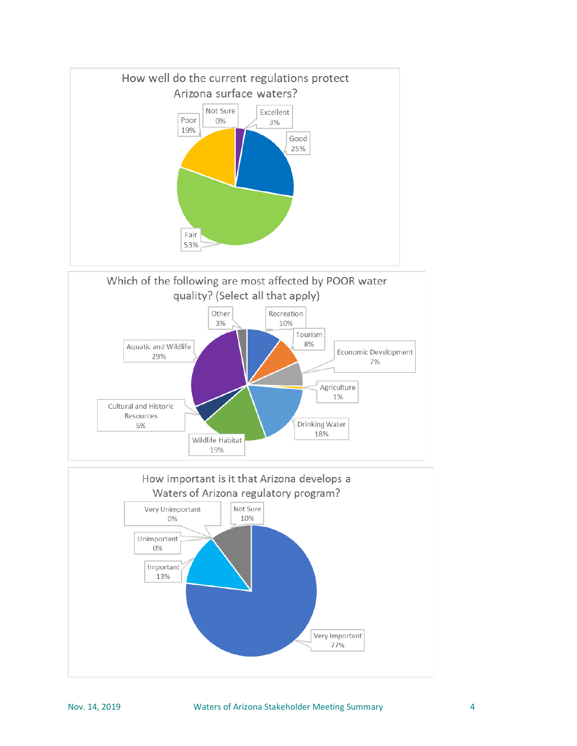How well do the current regulations protect Arizona surface waters?

| Response | Percent |
| --- | --- |
| Excellent | 3% |
| Good | 25% |
| Fair | 53% |
| Poor | 19% |
| Not Sure | 0% |

Which of the following are most affected by POOR water quality? (Select all that apply)

| Response | Percent |
| --- | --- |
| Recreation | 10% |
| Tourism | 8% |
| Economic Development | 7% |
| Agriculture | 1% |
| Drinking Water | 18% |
| Wildlife Habitat | 19% |
| Cultural and Historic Resources | 5% |
| Aquatic and Wildlife | 29% |
| Other | 3% |

How important is it that Arizona develops a Waters of Arizona regulatory program?

| Response | Percent |
| --- | --- |
| Very Important | 77% |
| Important | 13% |
| Unimportant | 0% |
| Very Unimportant | 0% |
| Not Sure | 10% |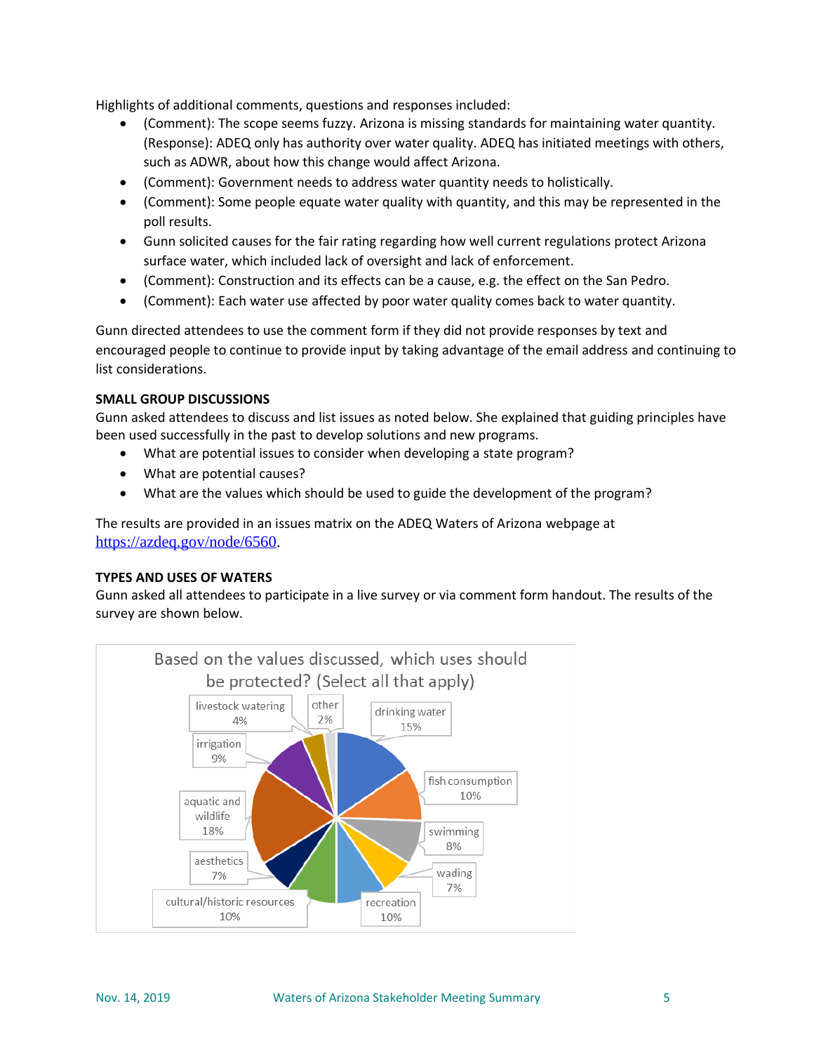Highlights of additional comments, questions and responses included:

- (Comment): The scope seems fuzzy. Arizona is missing standards for maintaining water quantity. (Response): ADEQ only has authority over water quality. ADEQ has initiated meetings with others, such as ADWR, about how this change would affect Arizona.
- (Comment): Government needs to address water quantity needs to holistically.
- (Comment): Some people equate water quality with quantity, and this may be represented in the poll results.
- Gunn solicited causes for the fair rating regarding how well current regulations protect Arizona surface water, which included lack of oversight and lack of enforcement.
- (Comment): Construction and its effects can be a cause, e.g. the effect on the San Pedro.
- (Comment): Each water use affected by poor water quality comes back to water quantity.

Gunn directed attendees to use the comment form if they did not provide responses by text and encouraged people to continue to provide input by taking advantage of the email address and continuing to list considerations.

**SMALL GROUP DISCUSSIONS**

Gunn asked attendees to discuss and list issues as noted below. She explained that guiding principles have been used successfully in the past to develop solutions and new programs.

- What are potential issues to consider when developing a state program?
- What are potential causes?
- What are the values which should be used to guide the development of the program?

The results are provided in an issues matrix on the ADEQ Waters of Arizona webpage at https://azdeq.gov/node/6560.

**TYPES AND USES OF WATERS**

Gunn asked all attendees to participate in a live survey or via comment form handout. The results of the survey are shown below.

Based on the values discussed, which uses should be protected? (Select all that apply)

| Use | Percent |
|---|---|
| drinking water | 15% |
| fish consumption | 10% |
| swimming | 8% |
| wading | 7% |
| recreation | 10% |
| cultural/historic resources | 10% |
| aesthetics | 7% |
| aquatic and wildlife | 18% |
| irrigation | 9% |
| livestock watering | 4% |
| other | 2% |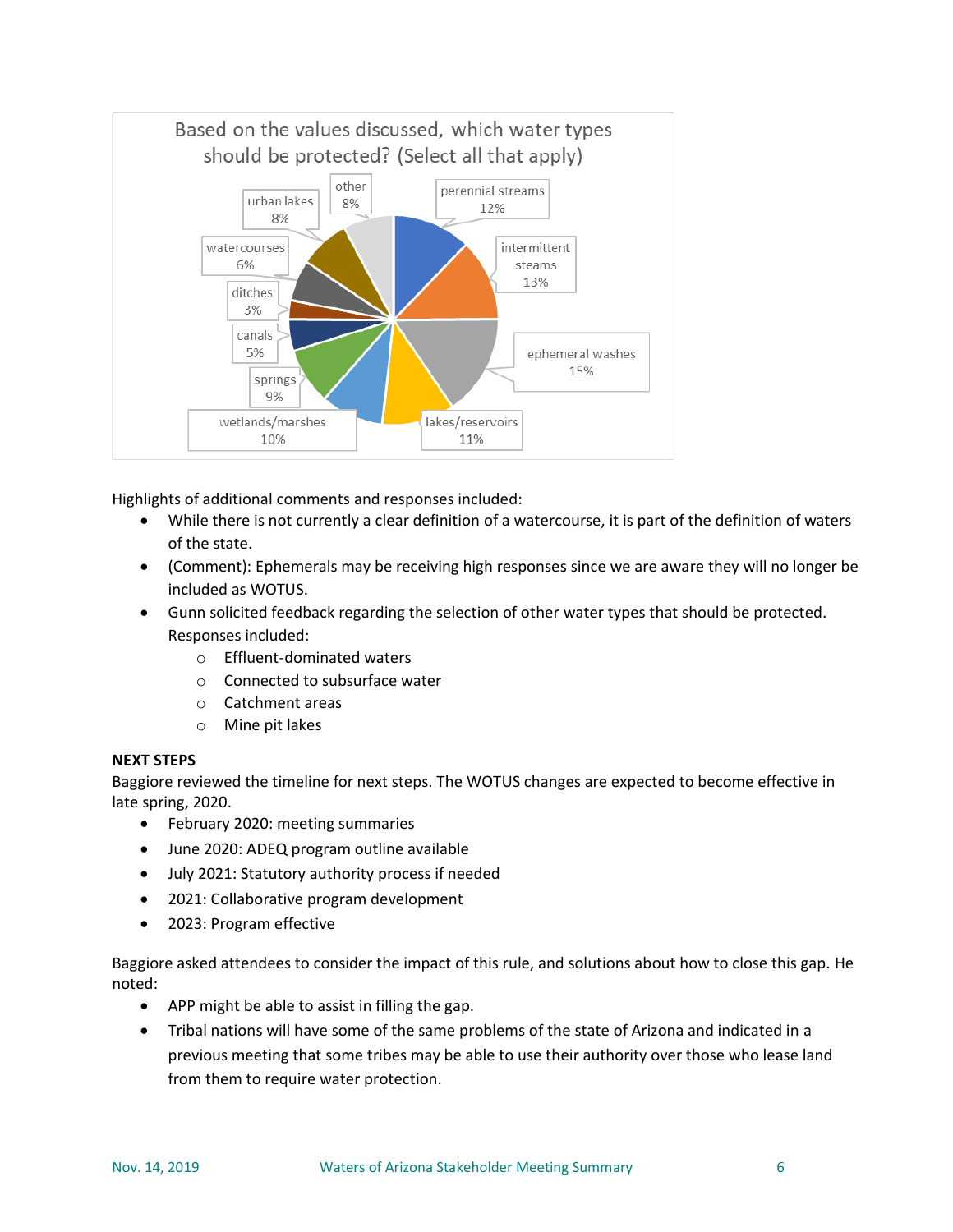Based on the values discussed, which water types should be protected? (Select all that apply)

| Water type | Percentage |
| --- | --- |
| perennial streams | 12% |
| intermittent steams | 13% |
| ephemeral washes | 15% |
| lakes/reservoirs | 11% |
| wetlands/marshes | 10% |
| springs | 9% |
| canals | 5% |
| ditches | 3% |
| watercourses | 6% |
| urban lakes | 8% |
| other | 8% |

Highlights of additional comments and responses included:

- While there is not currently a clear definition of a watercourse, it is part of the definition of waters of the state.
- (Comment): Ephemerals may be receiving high responses since we are aware they will no longer be included as WOTUS.
- Gunn solicited feedback regarding the selection of other water types that should be protected. Responses included:
  - Effluent-dominated waters
  - Connected to subsurface water
  - Catchment areas
  - Mine pit lakes

**NEXT STEPS**

Baggiore reviewed the timeline for next steps. The WOTUS changes are expected to become effective in late spring, 2020.

- February 2020: meeting summaries
- June 2020: ADEQ program outline available
- July 2021: Statutory authority process if needed
- 2021: Collaborative program development
- 2023: Program effective

Baggiore asked attendees to consider the impact of this rule, and solutions about how to close this gap. He noted:

- APP might be able to assist in filling the gap.
- Tribal nations will have some of the same problems of the state of Arizona and indicated in a previous meeting that some tribes may be able to use their authority over those who lease land from them to require water protection.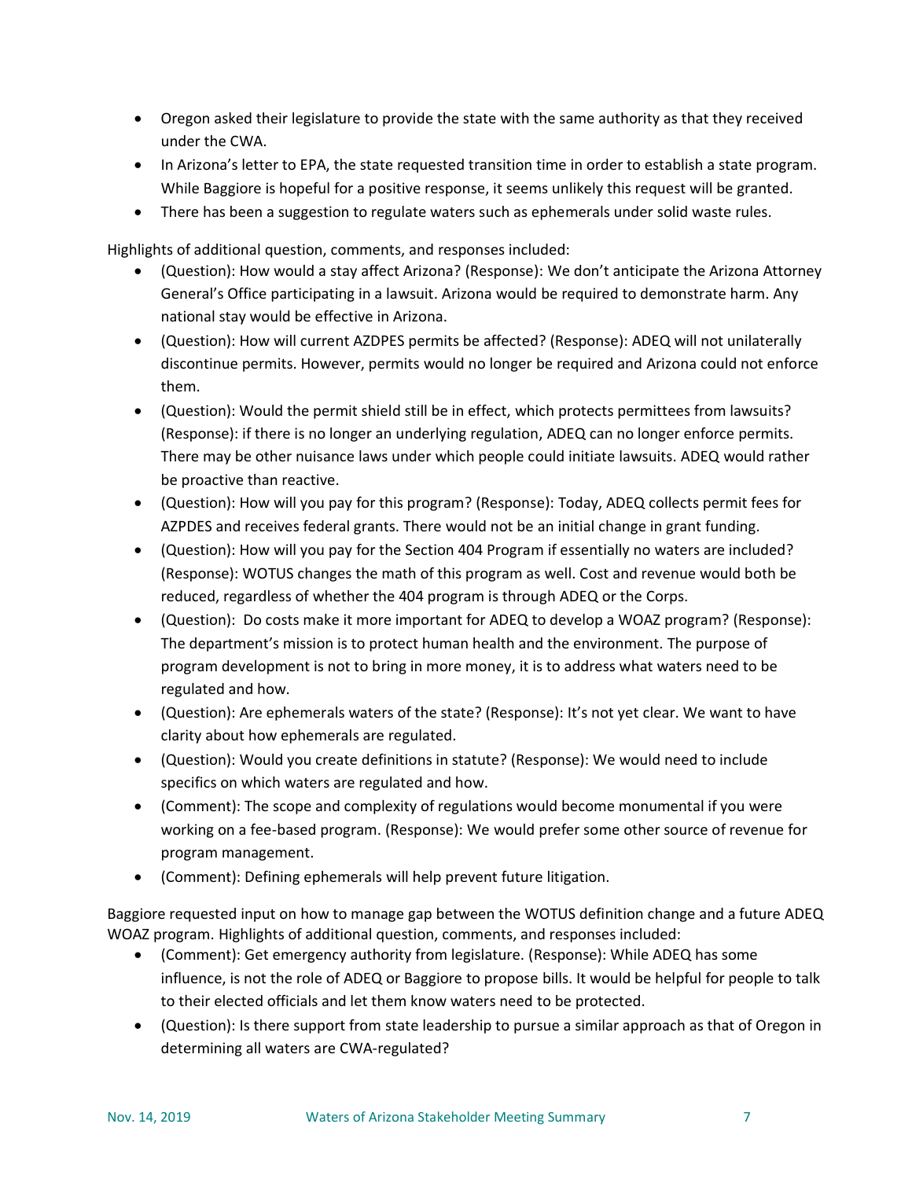- Oregon asked their legislature to provide the state with the same authority as that they received under the CWA.
- In Arizona's letter to EPA, the state requested transition time in order to establish a state program. While Baggiore is hopeful for a positive response, it seems unlikely this request will be granted.
- There has been a suggestion to regulate waters such as ephemerals under solid waste rules.

Highlights of additional question, comments, and responses included:

- (Question): How would a stay affect Arizona? (Response): We don't anticipate the Arizona Attorney General's Office participating in a lawsuit. Arizona would be required to demonstrate harm. Any national stay would be effective in Arizona.
- (Question): How will current AZDPES permits be affected? (Response): ADEQ will not unilaterally discontinue permits. However, permits would no longer be required and Arizona could not enforce them.
- (Question): Would the permit shield still be in effect, which protects permittees from lawsuits? (Response): if there is no longer an underlying regulation, ADEQ can no longer enforce permits. There may be other nuisance laws under which people could initiate lawsuits. ADEQ would rather be proactive than reactive.
- (Question): How will you pay for this program? (Response): Today, ADEQ collects permit fees for AZPDES and receives federal grants. There would not be an initial change in grant funding.
- (Question): How will you pay for the Section 404 Program if essentially no waters are included? (Response): WOTUS changes the math of this program as well. Cost and revenue would both be reduced, regardless of whether the 404 program is through ADEQ or the Corps.
- (Question): Do costs make it more important for ADEQ to develop a WOAZ program? (Response): The department's mission is to protect human health and the environment. The purpose of program development is not to bring in more money, it is to address what waters need to be regulated and how.
- (Question): Are ephemerals waters of the state? (Response): It's not yet clear. We want to have clarity about how ephemerals are regulated.
- (Question): Would you create definitions in statute? (Response): We would need to include specifics on which waters are regulated and how.
- (Comment): The scope and complexity of regulations would become monumental if you were working on a fee-based program. (Response): We would prefer some other source of revenue for program management.
- (Comment): Defining ephemerals will help prevent future litigation.

Baggiore requested input on how to manage gap between the WOTUS definition change and a future ADEQ WOAZ program. Highlights of additional question, comments, and responses included:

- (Comment): Get emergency authority from legislature. (Response): While ADEQ has some influence, is not the role of ADEQ or Baggiore to propose bills. It would be helpful for people to talk to their elected officials and let them know waters need to be protected.
- (Question): Is there support from state leadership to pursue a similar approach as that of Oregon in determining all waters are CWA-regulated?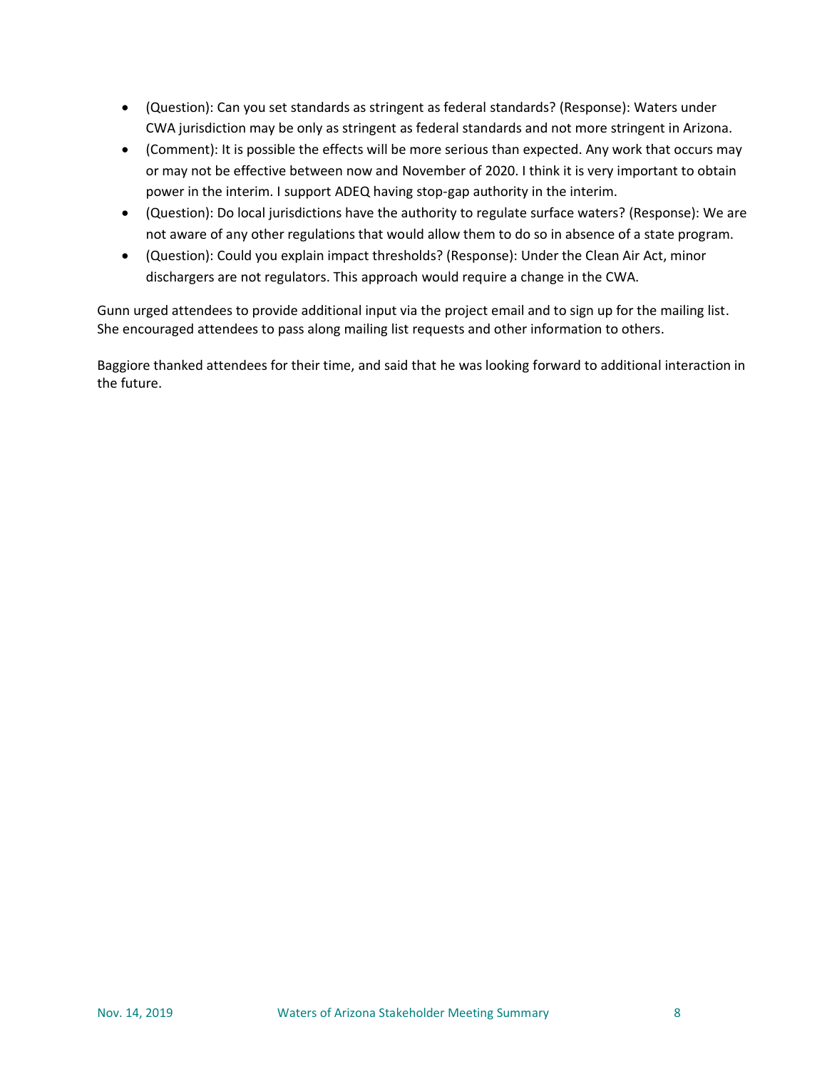- (Question): Can you set standards as stringent as federal standards? (Response): Waters under CWA jurisdiction may be only as stringent as federal standards and not more stringent in Arizona.
- (Comment): It is possible the effects will be more serious than expected. Any work that occurs may or may not be effective between now and November of 2020. I think it is very important to obtain power in the interim. I support ADEQ having stop-gap authority in the interim.
- (Question): Do local jurisdictions have the authority to regulate surface waters? (Response): We are not aware of any other regulations that would allow them to do so in absence of a state program.
- (Question): Could you explain impact thresholds? (Response): Under the Clean Air Act, minor dischargers are not regulators. This approach would require a change in the CWA.

Gunn urged attendees to provide additional input via the project email and to sign up for the mailing list. She encouraged attendees to pass along mailing list requests and other information to others.

Baggiore thanked attendees for their time, and said that he was looking forward to additional interaction in the future.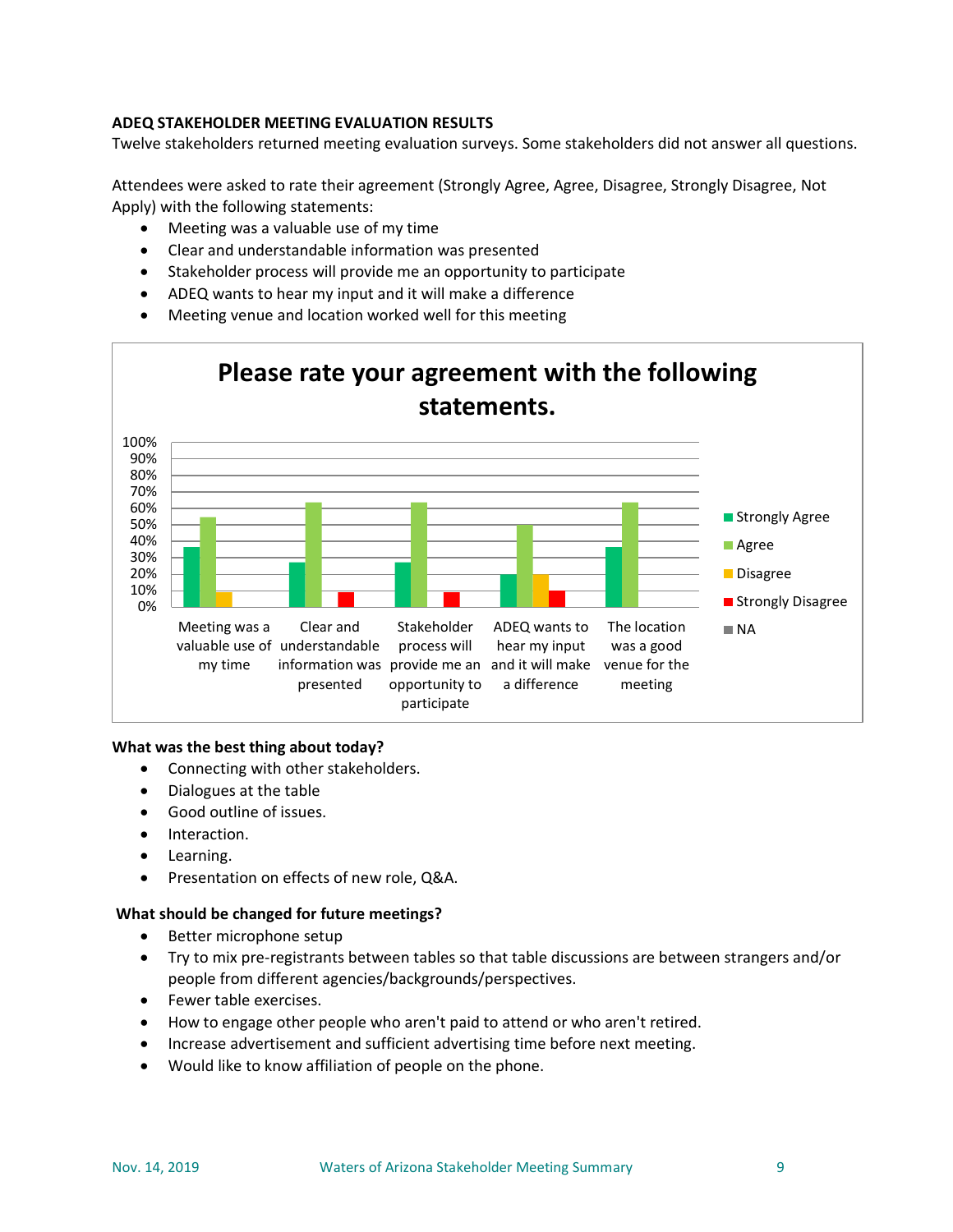**ADEQ STAKEHOLDER MEETING EVALUATION RESULTS**

Twelve stakeholders returned meeting evaluation surveys. Some stakeholders did not answer all questions.

Attendees were asked to rate their agreement (Strongly Agree, Agree, Disagree, Strongly Disagree, Not Apply) with the following statements:

- Meeting was a valuable use of my time
- Clear and understandable information was presented
- Stakeholder process will provide me an opportunity to participate
- ADEQ wants to hear my input and it will make a difference
- Meeting venue and location worked well for this meeting

**Please rate your agreement with the following statements.**

| Statement | Strongly Agree | Agree | Disagree | Strongly Disagree | NA |
|---|---|---|---|---|---|
| Meeting was a valuable use of my time | ~36% | ~55% | ~9% | | |
| Clear and understandable information was presented | ~27% | ~64% | | ~9% | |
| Stakeholder process will provide me an opportunity to participate | ~27% | ~64% | | ~9% | |
| ADEQ wants to hear my input and it will make a difference | ~20% | ~50% | ~20% | ~10% | |
| The location was a good venue for the meeting | ~36% | ~64% | | | |

**What was the best thing about today?**

- Connecting with other stakeholders.
- Dialogues at the table
- Good outline of issues.
- Interaction.
- Learning.
- Presentation on effects of new role, Q&A.

**What should be changed for future meetings?**

- Better microphone setup
- Try to mix pre-registrants between tables so that table discussions are between strangers and/or people from different agencies/backgrounds/perspectives.
- Fewer table exercises.
- How to engage other people who aren't paid to attend or who aren't retired.
- Increase advertisement and sufficient advertising time before next meeting.
- Would like to know affiliation of people on the phone.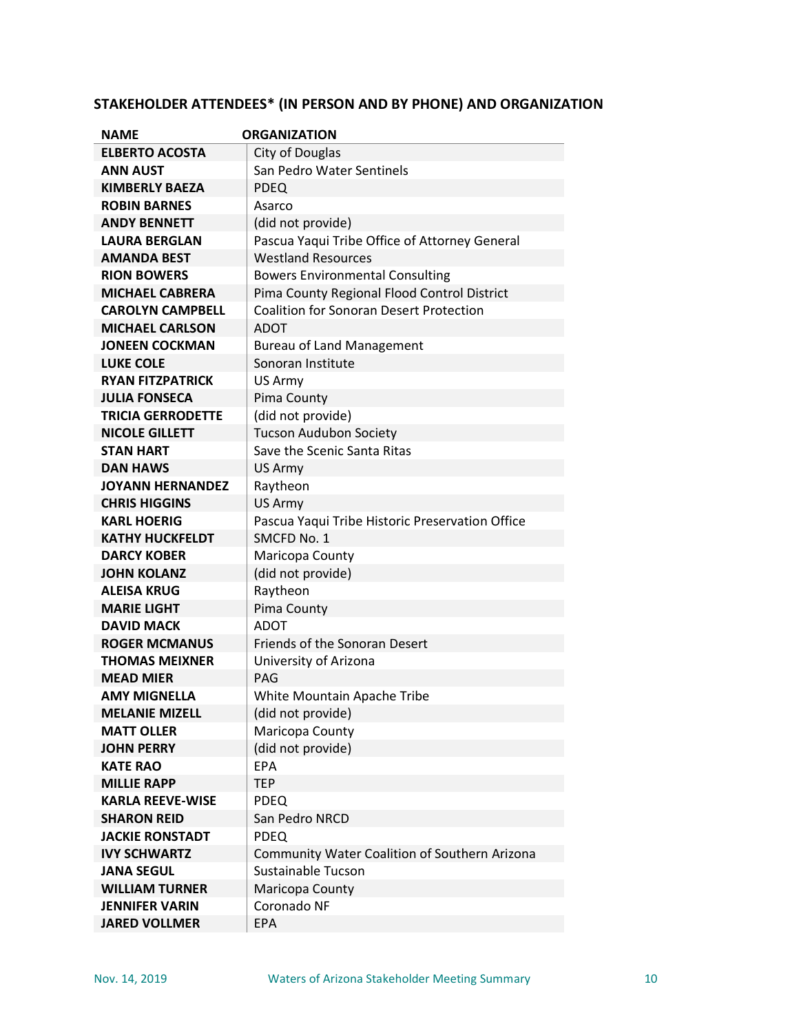## STAKEHOLDER ATTENDEES* (IN PERSON AND BY PHONE) AND ORGANIZATION

| NAME | ORGANIZATION |
|---|---|
| **ELBERTO ACOSTA** | City of Douglas |
| **ANN AUST** | San Pedro Water Sentinels |
| **KIMBERLY BAEZA** | PDEQ |
| **ROBIN BARNES** | Asarco |
| **ANDY BENNETT** | (did not provide) |
| **LAURA BERGLAN** | Pascua Yaqui Tribe Office of Attorney General |
| **AMANDA BEST** | Westland Resources |
| **RION BOWERS** | Bowers Environmental Consulting |
| **MICHAEL CABRERA** | Pima County Regional Flood Control District |
| **CAROLYN CAMPBELL** | Coalition for Sonoran Desert Protection |
| **MICHAEL CARLSON** | ADOT |
| **JONEEN COCKMAN** | Bureau of Land Management |
| **LUKE COLE** | Sonoran Institute |
| **RYAN FITZPATRICK** | US Army |
| **JULIA FONSECA** | Pima County |
| **TRICIA GERRODETTE** | (did not provide) |
| **NICOLE GILLETT** | Tucson Audubon Society |
| **STAN HART** | Save the Scenic Santa Ritas |
| **DAN HAWS** | US Army |
| **JOYANN HERNANDEZ** | Raytheon |
| **CHRIS HIGGINS** | US Army |
| **KARL HOERIG** | Pascua Yaqui Tribe Historic Preservation Office |
| **KATHY HUCKFELDT** | SMCFD No. 1 |
| **DARCY KOBER** | Maricopa County |
| **JOHN KOLANZ** | (did not provide) |
| **ALEISA KRUG** | Raytheon |
| **MARIE LIGHT** | Pima County |
| **DAVID MACK** | ADOT |
| **ROGER MCMANUS** | Friends of the Sonoran Desert |
| **THOMAS MEIXNER** | University of Arizona |
| **MEAD MIER** | PAG |
| **AMY MIGNELLA** | White Mountain Apache Tribe |
| **MELANIE MIZELL** | (did not provide) |
| **MATT OLLER** | Maricopa County |
| **JOHN PERRY** | (did not provide) |
| **KATE RAO** | EPA |
| **MILLIE RAPP** | TEP |
| **KARLA REEVE-WISE** | PDEQ |
| **SHARON REID** | San Pedro NRCD |
| **JACKIE RONSTADT** | PDEQ |
| **IVY SCHWARTZ** | Community Water Coalition of Southern Arizona |
| **JANA SEGUL** | Sustainable Tucson |
| **WILLIAM TURNER** | Maricopa County |
| **JENNIFER VARIN** | Coronado NF |
| **JARED VOLLMER** | EPA |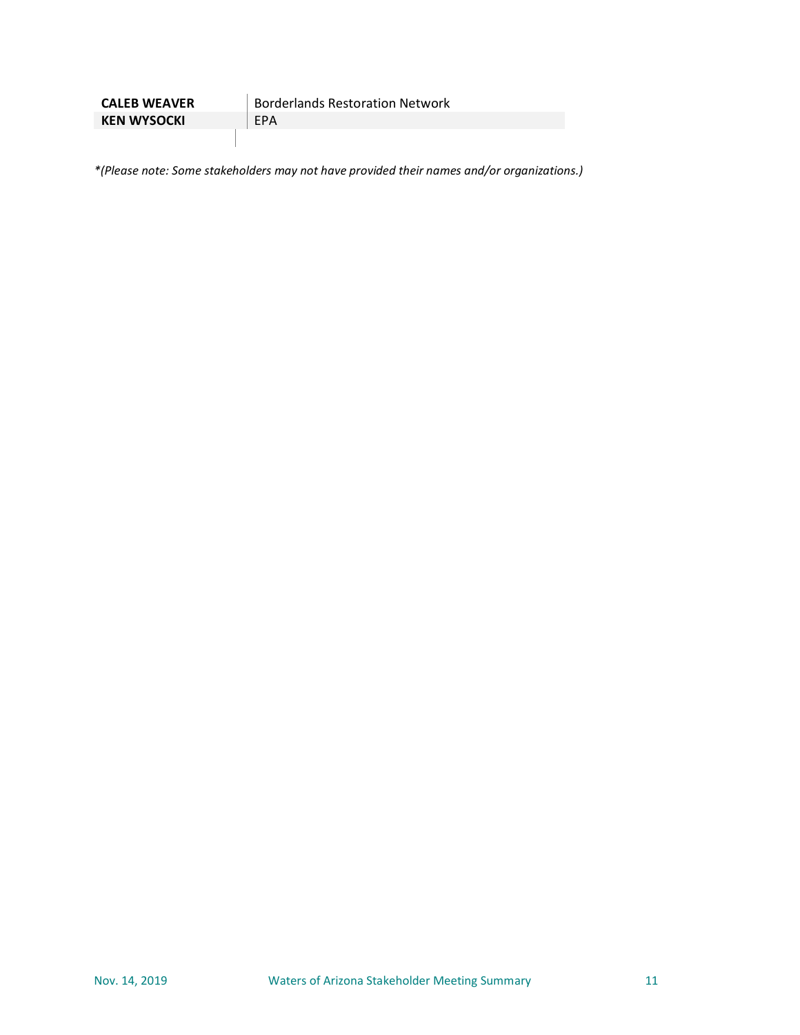| | |
|---|---|
| **CALEB WEAVER** | Borderlands Restoration Network |
| **KEN WYSOCKI** | EPA |
| | |

*\*(Please note: Some stakeholders may not have provided their names and/or organizations.)*